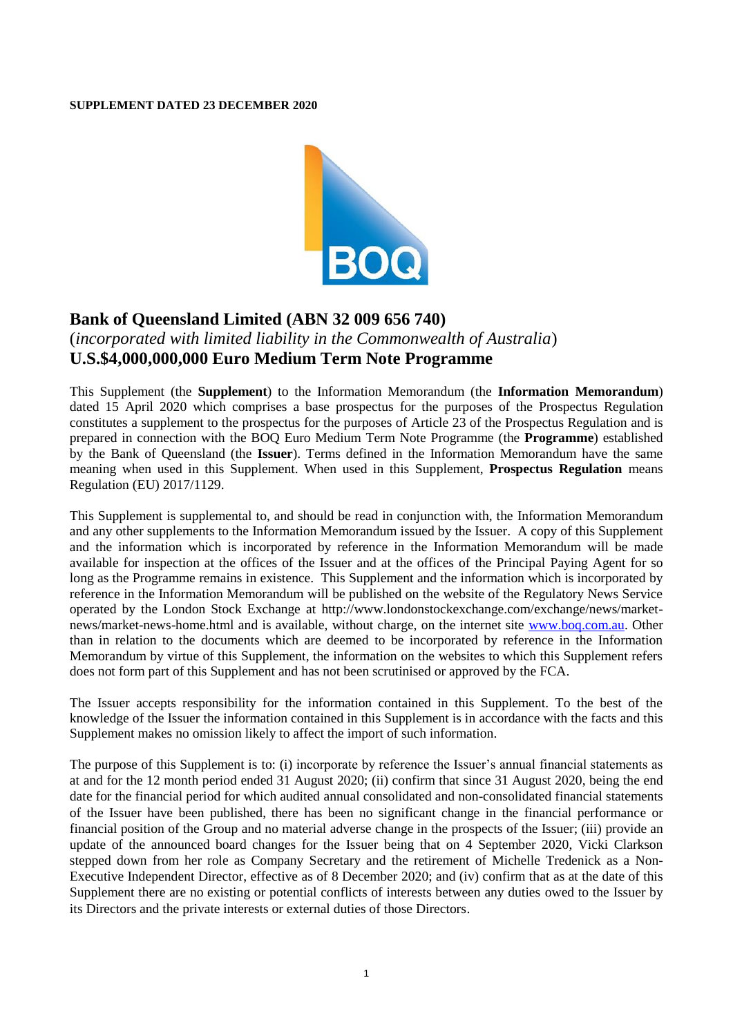**SUPPLEMENT DATED 23 DECEMBER 2020**

# Bank of Queensland Limited (ABN 32 009 656 740)

(*incorporated with limited liability in the Commonwealth of Australia*)

## U.S.$4,000,000,000 Euro Medium Term Note Programme

This Supplement (the **Supplement**) to the Information Memorandum (the **Information Memorandum**) dated 15 April 2020 which comprises a base prospectus for the purposes of the Prospectus Regulation constitutes a supplement to the prospectus for the purposes of Article 23 of the Prospectus Regulation and is prepared in connection with the BOQ Euro Medium Term Note Programme (the **Programme**) established by the Bank of Queensland (the **Issuer**). Terms defined in the Information Memorandum have the same meaning when used in this Supplement. When used in this Supplement, **Prospectus Regulation** means Regulation (EU) 2017/1129.

This Supplement is supplemental to, and should be read in conjunction with, the Information Memorandum and any other supplements to the Information Memorandum issued by the Issuer. A copy of this Supplement and the information which is incorporated by reference in the Information Memorandum will be made available for inspection at the offices of the Issuer and at the offices of the Principal Paying Agent for so long as the Programme remains in existence. This Supplement and the information which is incorporated by reference in the Information Memorandum will be published on the website of the Regulatory News Service operated by the London Stock Exchange at http://www.londonstockexchange.com/exchange/news/market-news/market-news-home.html and is available, without charge, on the internet site www.boq.com.au. Other than in relation to the documents which are deemed to be incorporated by reference in the Information Memorandum by virtue of this Supplement, the information on the websites to which this Supplement refers does not form part of this Supplement and has not been scrutinised or approved by the FCA.

The Issuer accepts responsibility for the information contained in this Supplement. To the best of the knowledge of the Issuer the information contained in this Supplement is in accordance with the facts and this Supplement makes no omission likely to affect the import of such information.

The purpose of this Supplement is to: (i) incorporate by reference the Issuer's annual financial statements as at and for the 12 month period ended 31 August 2020; (ii) confirm that since 31 August 2020, being the end date for the financial period for which audited annual consolidated and non-consolidated financial statements of the Issuer have been published, there has been no significant change in the financial performance or financial position of the Group and no material adverse change in the prospects of the Issuer; (iii) provide an update of the announced board changes for the Issuer being that on 4 September 2020, Vicki Clarkson stepped down from her role as Company Secretary and the retirement of Michelle Tredenick as a Non-Executive Independent Director, effective as of 8 December 2020; and (iv) confirm that as at the date of this Supplement there are no existing or potential conflicts of interests between any duties owed to the Issuer by its Directors and the private interests or external duties of those Directors.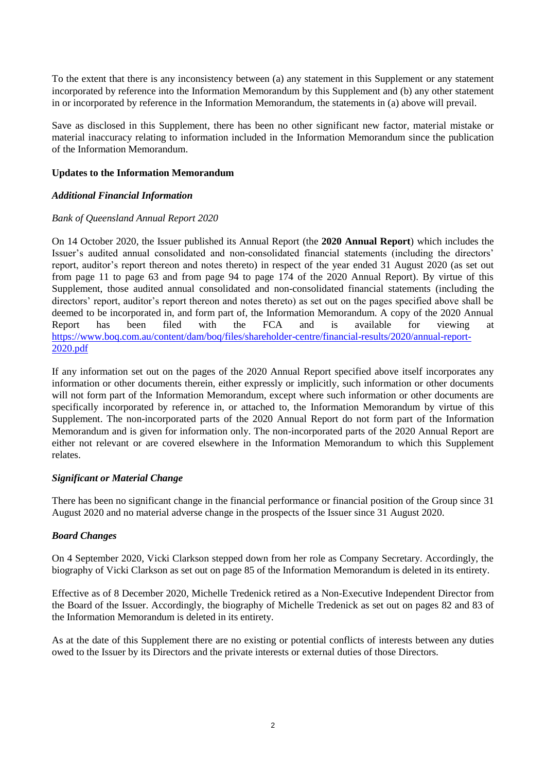To the extent that there is any inconsistency between (a) any statement in this Supplement or any statement incorporated by reference into the Information Memorandum by this Supplement and (b) any other statement in or incorporated by reference in the Information Memorandum, the statements in (a) above will prevail.

Save as disclosed in this Supplement, there has been no other significant new factor, material mistake or material inaccuracy relating to information included in the Information Memorandum since the publication of the Information Memorandum.

**Updates to the Information Memorandum**

***Additional Financial Information***

*Bank of Queensland Annual Report 2020*

On 14 October 2020, the Issuer published its Annual Report (the **2020 Annual Report**) which includes the Issuer's audited annual consolidated and non-consolidated financial statements (including the directors' report, auditor's report thereon and notes thereto) in respect of the year ended 31 August 2020 (as set out from page 11 to page 63 and from page 94 to page 174 of the 2020 Annual Report). By virtue of this Supplement, those audited annual consolidated and non-consolidated financial statements (including the directors' report, auditor's report thereon and notes thereto) as set out on the pages specified above shall be deemed to be incorporated in, and form part of, the Information Memorandum. A copy of the 2020 Annual Report has been filed with the FCA and is available for viewing at [https://www.boq.com.au/content/dam/boq/files/shareholder-centre/financial-results/2020/annual-report-2020.pdf](https://www.boq.com.au/content/dam/boq/files/shareholder-centre/financial-results/2020/annual-report-2020.pdf)

If any information set out on the pages of the 2020 Annual Report specified above itself incorporates any information or other documents therein, either expressly or implicitly, such information or other documents will not form part of the Information Memorandum, except where such information or other documents are specifically incorporated by reference in, or attached to, the Information Memorandum by virtue of this Supplement. The non-incorporated parts of the 2020 Annual Report do not form part of the Information Memorandum and is given for information only. The non-incorporated parts of the 2020 Annual Report are either not relevant or are covered elsewhere in the Information Memorandum to which this Supplement relates.

***Significant or Material Change***

There has been no significant change in the financial performance or financial position of the Group since 31 August 2020 and no material adverse change in the prospects of the Issuer since 31 August 2020.

***Board Changes***

On 4 September 2020, Vicki Clarkson stepped down from her role as Company Secretary. Accordingly, the biography of Vicki Clarkson as set out on page 85 of the Information Memorandum is deleted in its entirety.

Effective as of 8 December 2020, Michelle Tredenick retired as a Non-Executive Independent Director from the Board of the Issuer. Accordingly, the biography of Michelle Tredenick as set out on pages 82 and 83 of the Information Memorandum is deleted in its entirety.

As at the date of this Supplement there are no existing or potential conflicts of interests between any duties owed to the Issuer by its Directors and the private interests or external duties of those Directors.